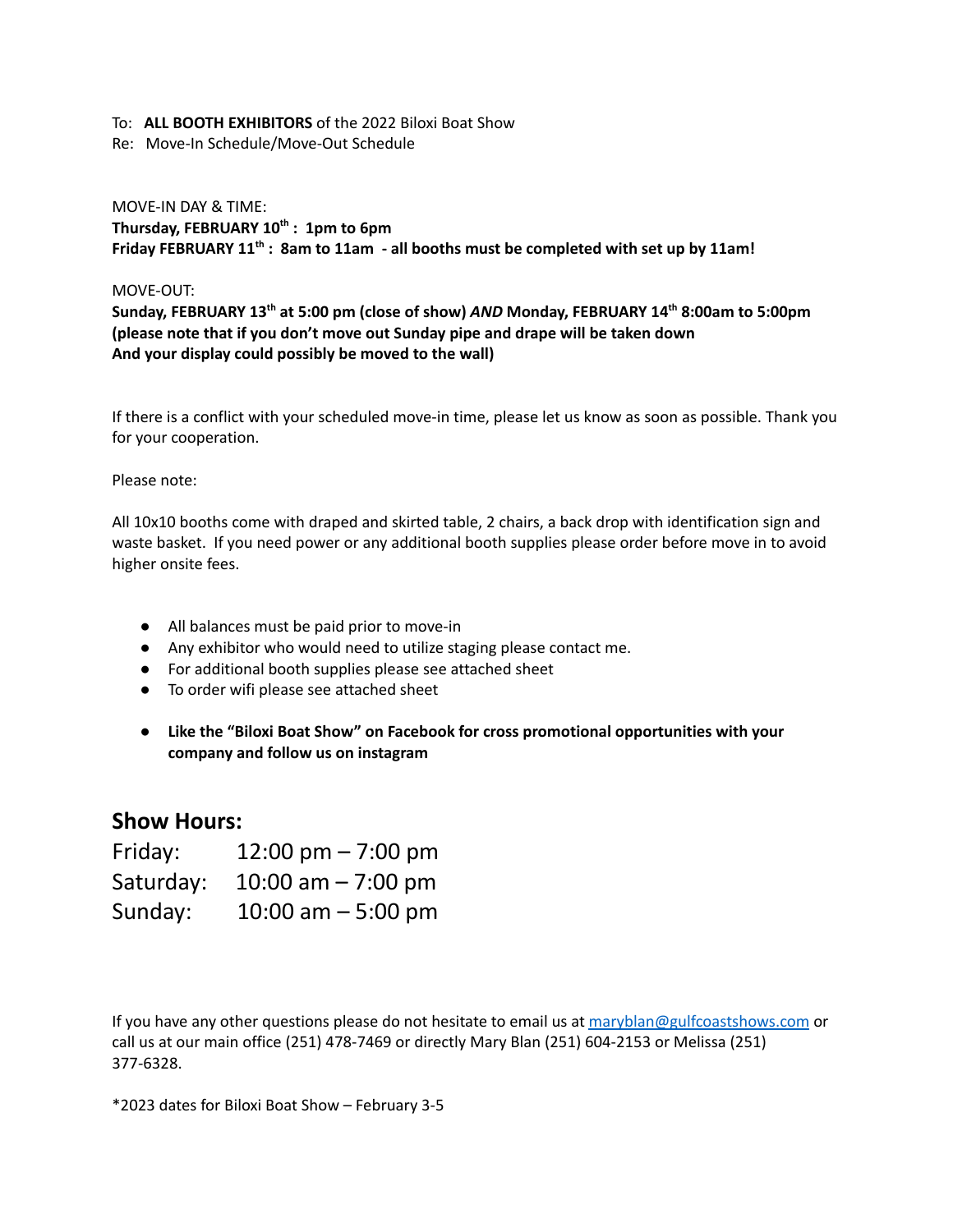To: **ALL BOOTH EXHIBITORS** of the 2022 Biloxi Boat Show
Re: Move-In Schedule/Move-Out Schedule

MOVE-IN DAY & TIME:
**Thursday, FEBRUARY 10th : 1pm to 6pm**
**Friday FEBRUARY 11th : 8am to 11am - all booths must be completed with set up by 11am!**

MOVE-OUT:
**Sunday, FEBRUARY 13th at 5:00 pm (close of show) *AND* Monday, FEBRUARY 14th 8:00am to 5:00pm (please note that if you don't move out Sunday pipe and drape will be taken down And your display could possibly be moved to the wall)**

If there is a conflict with your scheduled move-in time, please let us know as soon as possible. Thank you for your cooperation.

Please note:

All 10x10 booths come with draped and skirted table, 2 chairs, a back drop with identification sign and waste basket. If you need power or any additional booth supplies please order before move in to avoid higher onsite fees.

- All balances must be paid prior to move-in
- Any exhibitor who would need to utilize staging please contact me.
- For additional booth supplies please see attached sheet
- To order wifi please see attached sheet
- **Like the "Biloxi Boat Show" on Facebook for cross promotional opportunities with your company and follow us on instagram**

## Show Hours:

Friday: 12:00 pm – 7:00 pm
Saturday: 10:00 am – 7:00 pm
Sunday: 10:00 am – 5:00 pm

If you have any other questions please do not hesitate to email us at maryblan@gulfcoastshows.com or call us at our main office (251) 478-7469 or directly Mary Blan (251) 604-2153 or Melissa (251) 377-6328.

*2023 dates for Biloxi Boat Show – February 3-5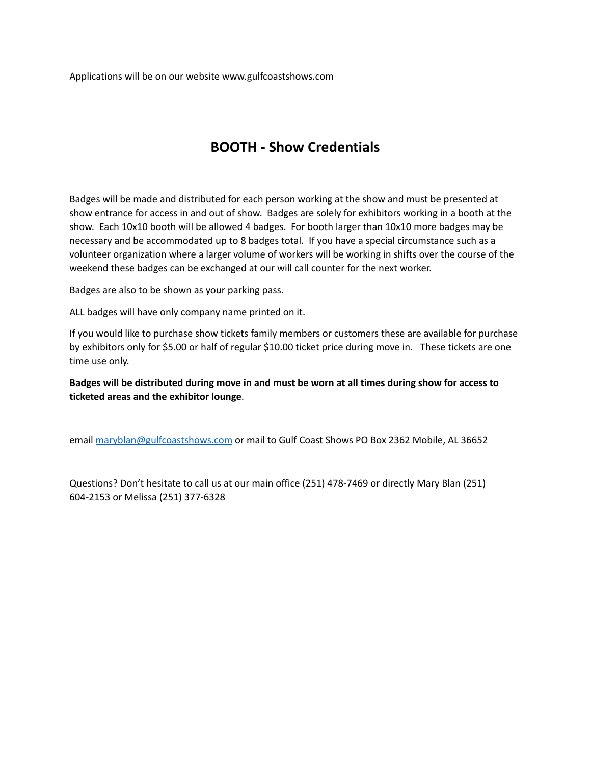Applications will be on our website www.gulfcoastshows.com

## BOOTH - Show Credentials

Badges will be made and distributed for each person working at the show and must be presented at show entrance for access in and out of show. Badges are solely for exhibitors working in a booth at the show. Each 10x10 booth will be allowed 4 badges. For booth larger than 10x10 more badges may be necessary and be accommodated up to 8 badges total. If you have a special circumstance such as a volunteer organization where a larger volume of workers will be working in shifts over the course of the weekend these badges can be exchanged at our will call counter for the next worker.

Badges are also to be shown as your parking pass.

ALL badges will have only company name printed on it.

If you would like to purchase show tickets family members or customers these are available for purchase by exhibitors only for $5.00 or half of regular $10.00 ticket price during move in. These tickets are one time use only.

**Badges will be distributed during move in and must be worn at all times during show for access to ticketed areas and the exhibitor lounge**.

email maryblan@gulfcoastshows.com or mail to Gulf Coast Shows PO Box 2362 Mobile, AL 36652

Questions? Don't hesitate to call us at our main office (251) 478-7469 or directly Mary Blan (251) 604-2153 or Melissa (251) 377-6328